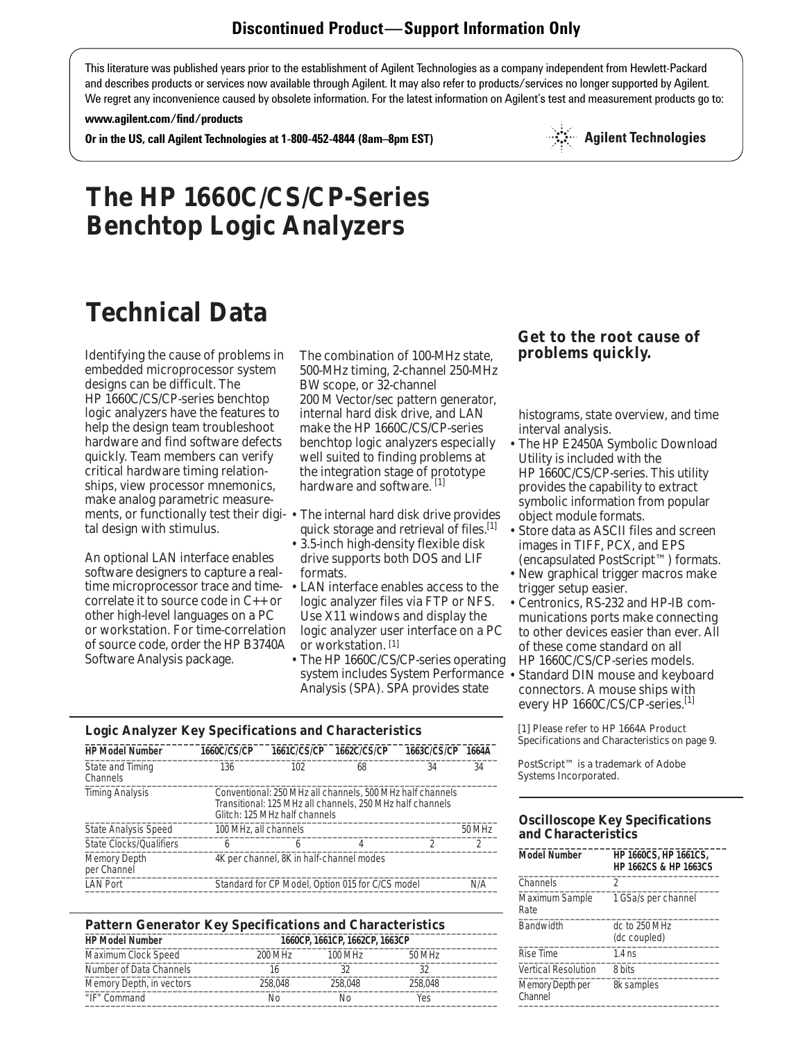**Discontinued Product—Support Information Only**

This literature was published years prior to the establishment of Agilent Technologies as a company independent from Hewlett-Packard and describes products or services now available through Agilent. It may also refer to products/services no longer supported by Agilent. We regret any inconvenience caused by obsolete information. For the latest information on Agilent's test and measurement products go to:

**www.agilent.com/find/products**

**Or in the US, call Agilent Technologies at 1-800-452-4844 (8am–8pm EST)**

Agilent Technologies

# The HP 1660C/CS/CP-Series Benchtop Logic Analyzers

# Technical Data

Identifying the cause of problems in embedded microprocessor system designs can be difficult. The HP 1660C/CS/CP-series benchtop logic analyzers have the features to help the design team troubleshoot hardware and find software defects quickly. Team members can verify critical hardware timing relationships, view processor mnemonics, make analog parametric measurements, or functionally test their digital design with stimulus.

An optional LAN interface enables software designers to capture a real-time microprocessor trace and time-correlate it to source code in C++ or other high-level languages on a PC or workstation. For time-correlation of source code, order the HP B3740A Software Analysis package.

The combination of 100-MHz state, 500-MHz timing, 2-channel 250-MHz BW scope, or 32-channel 200 M Vector/sec pattern generator, internal hard disk drive, and LAN make the HP 1660C/CS/CP-series benchtop logic analyzers especially well suited to finding problems at the integration stage of prototype hardware and software. [1]

- The internal hard disk drive provides quick storage and retrieval of files.[1]
- 3.5-inch high-density flexible disk drive supports both DOS and LIF formats.
- LAN interface enables access to the logic analyzer files via FTP or NFS. Use X11 windows and display the logic analyzer user interface on a PC or workstation. [1]
- The HP 1660C/CS/CP-series operating system includes System Performance Analysis (SPA). SPA provides state histograms, state overview, and time interval analysis.
- The HP E2450A Symbolic Download Utility is included with the HP 1660C/CS/CP-series. This utility provides the capability to extract symbolic information from popular object module formats.
- Store data as ASCII files and screen images in TIFF, PCX, and EPS (encapsulated PostScript™) formats.
- New graphical trigger macros make trigger setup easier.
- Centronics, RS-232 and HP-IB communications ports make connecting to other devices easier than ever. All of these come standard on all HP 1660C/CS/CP-series models.
- Standard DIN mouse and keyboard connectors. A mouse ships with every HP 1660C/CS/CP-series.[1]

### Get to the root cause of problems quickly.

[1] Please refer to HP 1664A Product Specifications and Characteristics on page 9.

PostScript™ is a trademark of Adobe Systems Incorporated.

### Logic Analyzer Key Specifications and Characteristics

| HP Model Number | 1660C/CS/CP | 1661C/CS/CP | 1662C/CS/CP | 1663C/CS/CP | 1664A |
|---|---|---|---|---|---|
| State and Timing Channels | 136 | 102 | 68 | 34 | 34 |
| Timing Analysis | Conventional: 250 MHz all channels, 500 MHz half channels<br>Transitional: 125 MHz all channels, 250 MHz half channels<br>Glitch: 125 MHz half channels | | | | |
| State Analysis Speed | 100 MHz, all channels | | | | 50 MHz |
| State Clocks/Qualifiers | 6 | 6 | 4 | 2 | 2 |
| Memory Depth per Channel | 4K per channel, 8K in half-channel modes | | | | |
| LAN Port | Standard for CP Model, Option 015 for C/CS model | | | | N/A |

### Pattern Generator Key Specifications and Characteristics

| HP Model Number | 1660CP, 1661CP, 1662CP, 1663CP | | |
|---|---|---|---|
| Maximum Clock Speed | 200 MHz | 100 MHz | 50 MHz |
| Number of Data Channels | 16 | 32 | 32 |
| Memory Depth, in vectors | 258,048 | 258,048 | 258,048 |
| "IF" Command | No | No | Yes |

### Oscilloscope Key Specifications and Characteristics

| Model Number | HP 1660CS, HP 1661CS, HP 1662CS & HP 1663CS |
|---|---|
| Channels | 2 |
| Maximum Sample Rate | 1 GSa/s per channel |
| Bandwidth | dc to 250 MHz (dc coupled) |
| Rise Time | 1.4 ns |
| Vertical Resolution | 8 bits |
| Memory Depth per Channel | 8k samples |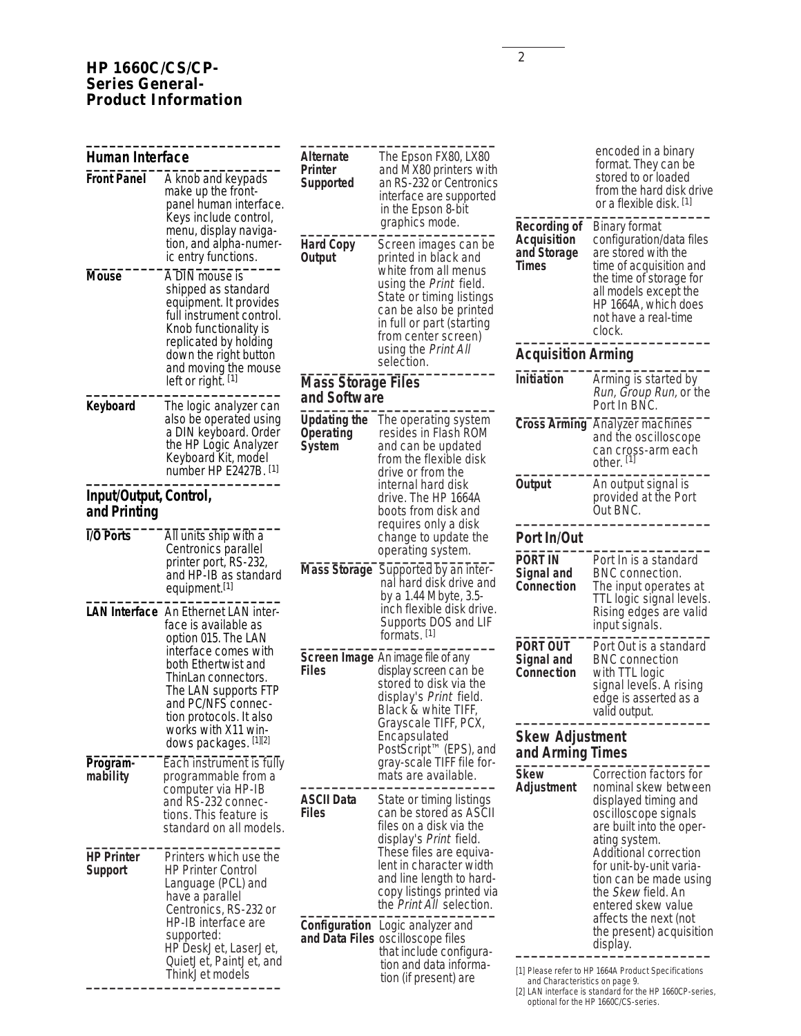# HP 1660C/CS/CP-Series General-Product Information

## Human Interface

**Front Panel** — A knob and keypads make up the front-panel human interface. Keys include control, menu, display navigation, and alpha-numeric entry functions.

**Mouse** — A DIN mouse is shipped as standard equipment. It provides full instrument control. Knob functionality is replicated by holding down the right button and moving the mouse left or right. [1]

**Keyboard** — The logic analyzer can also be operated using a DIN keyboard. Order the HP Logic Analyzer Keyboard Kit, model number HP E2427B. [1]

## Input/Output, Control, and Printing

**I/O Ports** — All units ship with a Centronics parallel printer port, RS-232, and HP-IB as standard equipment.[1]

**LAN Interface** — An Ethernet LAN interface is available as option 015. The LAN interface comes with both Ethertwist and ThinLan connectors. The LAN supports FTP and PC/NFS connection protocols. It also works with X11 windows packages. [1][2]

**Programmability** — Each instrument is fully programmable from a computer via HP-IB and RS-232 connections. This feature is standard on all models.

**HP Printer Support** — Printers which use the HP Printer Control Language (PCL) and have a parallel Centronics, RS-232 or HP-IB interface are supported: HP DeskJet, LaserJet, QuietJet, PaintJet, and ThinkJet models

**Alternate Printer Supported** — The Epson FX80, LX80 and MX80 printers with an RS-232 or Centronics interface are supported in the Epson 8-bit graphics mode.

**Hard Copy Output** — Screen images can be printed in black and white from all menus using the *Print* field. State or timing listings can be also be printed in full or part (starting from center screen) using the *Print All* selection.

## Mass Storage Files and Software

**Updating the Operating System** — The operating system resides in Flash ROM and can be updated from the flexible disk drive or from the internal hard disk drive. The HP 1664A boots from disk and requires only a disk change to update the operating system.

**Mass Storage** — Supported by an internal hard disk drive and by a 1.44 Mbyte, 3.5-inch flexible disk drive. Supports DOS and LIF formats. [1]

**Screen Image Files** — An image file of any display screen can be stored to disk via the display's *Print* field. Black & white TIFF, Grayscale TIFF, PCX, Encapsulated PostScript™ (EPS), and gray-scale TIFF file formats are available.

**ASCII Data Files** — State or timing listings can be stored as ASCII files on a disk via the display's *Print* field. These files are equivalent in character width and line length to hardcopy listings printed via the *Print All* selection.

**Configuration and Data Files** — Logic analyzer and oscilloscope files that include configuration and data information (if present) are encoded in a binary format. They can be stored to or loaded from the hard disk drive or a flexible disk. [1]

**Recording of Acquisition and Storage Times** — Binary format configuration/data files are stored with the time of acquisition and the time of storage for all models except the HP 1664A, which does not have a real-time clock.

## Acquisition Arming

**Initiation** — Arming is started by *Run*, *Group Run*, or the Port In BNC.

**Cross Arming** — Analyzer machines and the oscilloscope can cross-arm each other. [1]

**Output** — An output signal is provided at the Port Out BNC.

## Port In/Out

**PORT IN Signal and Connection** — Port In is a standard BNC connection. The input operates at TTL logic signal levels. Rising edges are valid input signals.

**PORT OUT Signal and Connection** — Port Out is a standard BNC connection with TTL logic signal levels. A rising edge is asserted as a valid output.

## Skew Adjustment and Arming Times

**Skew Adjustment** — Correction factors for nominal skew between displayed timing and oscilloscope signals are built into the operating system. Additional correction for unit-by-unit variation can be made using the *Skew* field. An entered skew value affects the next (not the present) acquisition display.

[1] Please refer to HP 1664A Product Specifications and Characteristics on page 9.
[2] LAN interface is standard for the HP 1660CP-series, optional for the HP 1660C/CS-series.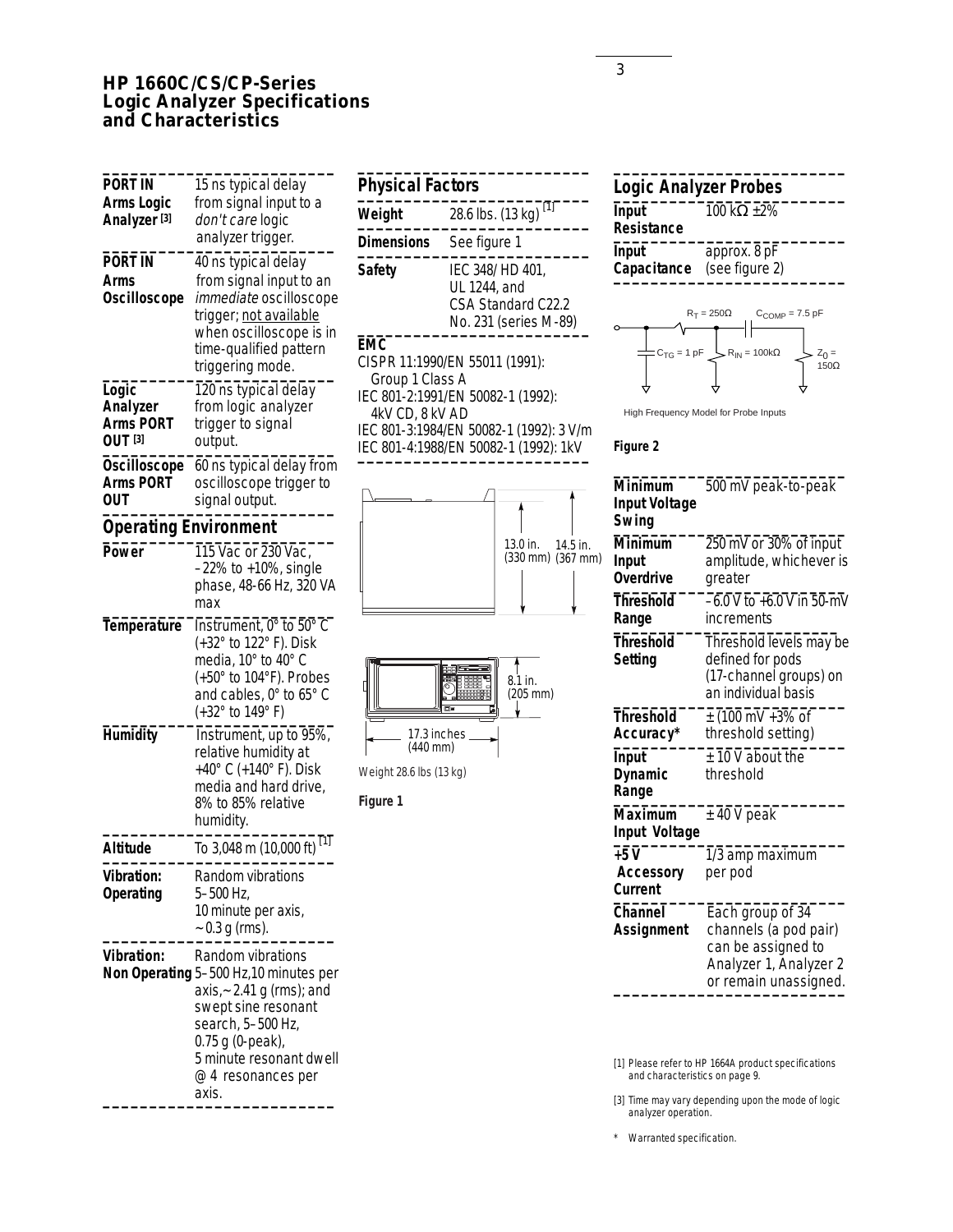# HP 1660C/CS/CP-Series Logic Analyzer Specifications and Characteristics

| | |
|---|---|
| **PORT IN Arms Logic Analyzer [3]** | 15 ns typical delay from signal input to a *don't care* logic analyzer trigger. |
| **PORT IN Arms Oscilloscope** | 40 ns typical delay from signal input to an *immediate* oscilloscope trigger; not available when oscilloscope is in time-qualified pattern triggering mode. |
| **Logic Analyzer Arms PORT OUT [3]** | 120 ns typical delay from logic analyzer trigger to signal output. |
| **Oscilloscope Arms PORT OUT** | 60 ns typical delay from oscilloscope trigger to signal output. |

## Operating Environment

| | |
|---|---|
| **Power** | 115 Vac or 230 Vac, –22% to +10%, single phase, 48-66 Hz, 320 VA max |
| **Temperature** | Instrument, 0° to 50° C (+32° to 122° F). Disk media, 10° to 40° C (+50° to 104°F). Probes and cables, 0° to 65° C (+32° to 149° F) |
| **Humidity** | Instrument, up to 95%, relative humidity at +40° C (+140° F). Disk media and hard drive, 8% to 85% relative humidity. |
| **Altitude** | To 3,048 m (10,000 ft) [1] |
| **Vibration: Operating** | Random vibrations 5–500 Hz, 10 minute per axis, ~0.3 g (rms). |
| **Vibration: Non Operating** | Random vibrations 5–500 Hz, 10 minutes per axis, ~2.41 g (rms); and swept sine resonant search, 5–500 Hz, 0.75 g (0-peak), 5 minute resonant dwell @ 4 resonances per axis. |

## Physical Factors

| | |
|---|---|
| **Weight** | 28.6 lbs. (13 kg) [1] |
| **Dimensions** | See figure 1 |
| **Safety** | IEC 348/ HD 401, UL 1244, and CSA Standard C22.2 No. 231 (series M-89) |

**EMC**

CISPR 11:1990/EN 55011 (1991): Group 1 Class A
IEC 801-2:1991/EN 50082-1 (1992): 4kV CD, 8 kV AD
IEC 801-3:1984/EN 50082-1 (1992): 3 V/m
IEC 801-4:1988/EN 50082-1 (1992): 1kV

13.0 in. (330 mm) 14.5 in. (367 mm)

8.1 in. (205 mm)

17.3 inches (440 mm)

Weight 28.6 lbs (13 kg)

**Figure 1**

## Logic Analyzer Probes

| | |
|---|---|
| **Input Resistance** | 100 kΩ ±2% |
| **Input Capacitance** | approx. 8 pF (see figure 2) |

$R_T = 250\Omega$ $C_{COMP} = 7.5$ pF $C_{TG} = 1$ pF $R_{IN} = 100$kΩ $Z_0 = 150\Omega$

High Frequency Model for Probe Inputs

**Figure 2**

| | |
|---|---|
| **Minimum Input Voltage Swing** | 500 mV peak-to-peak |
| **Minimum Input Overdrive** | 250 mV or 30% of input amplitude, whichever is greater |
| **Threshold Range** | –6.0 V to +6.0 V in 50-mV increments |
| **Threshold Setting** | Threshold levels may be defined for pods (17-channel groups) on an individual basis |
| **Threshold Accuracy*** | ± (100 mV +3% of threshold setting) |
| **Input Dynamic Range** | ± 10 V about the threshold |
| **Maximum Input Voltage** | ± 40 V peak |
| **+5 V Accessory Current** | 1/3 amp maximum per pod |
| **Channel Assignment** | Each group of 34 channels (a pod pair) can be assigned to Analyzer 1, Analyzer 2 or remain unassigned. |

[1] Please refer to HP 1664A product specifications and characteristics on page 9.

[3] Time may vary depending upon the mode of logic analyzer operation.

\* Warranted specification.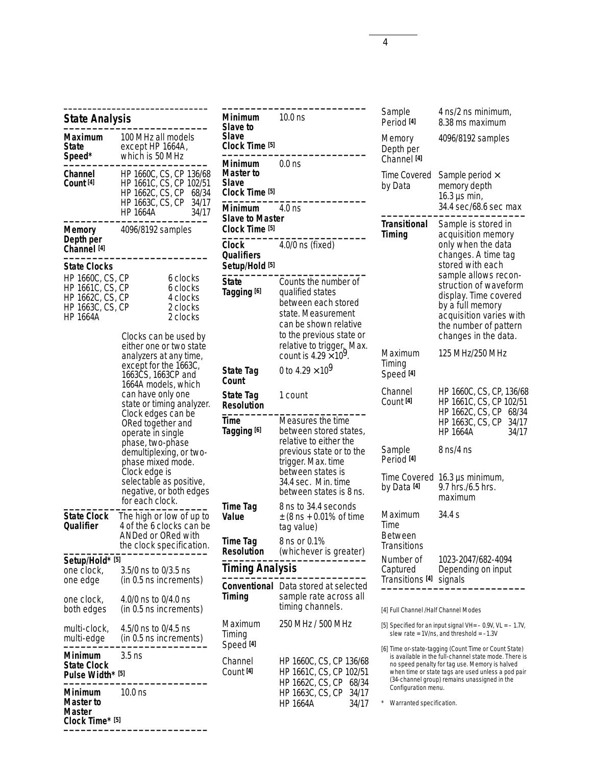## State Analysis

| | |
|---|---|
| **Maximum State Speed*** | 100 MHz all models except HP 1664A, which is 50 MHz |
| **Channel Count [4]** | HP 1660C, CS, CP 136/68<br>HP 1661C, CS, CP 102/51<br>HP 1662C, CS, CP 68/34<br>HP 1663C, CS, CP 34/17<br>HP 1664A 34/17 |
| **Memory Depth per Channel [4]** | 4096/8192 samples |

**State Clocks**

| | |
|---|---|
| HP 1660C, CS, CP | 6 clocks |
| HP 1661C, CS, CP | 6 clocks |
| HP 1662C, CS, CP | 4 clocks |
| HP 1663C, CS, CP | 2 clocks |
| HP 1664A | 2 clocks |

Clocks can be used by either one or two state analyzers at any time, except for the 1663C, 1663CS, 1663CP and 1664A models, which can have only one state or timing analyzer. Clock edges can be ORed together and operate in single phase, two-phase demultiplexing, or two-phase mixed mode. Clock edge is selectable as positive, negative, or both edges for each clock.

| | |
|---|---|
| **State Clock Qualifier** | The high or low of up to 4 of the 6 clocks can be ANDed or ORed with the clock specification. |

**Setup/Hold* [5]**

| | |
|---|---|
| one clock, one edge | 3.5/0 ns to 0/3.5 ns (in 0.5 ns increments) |
| one clock, both edges | 4.0/0 ns to 0/4.0 ns (in 0.5 ns increments) |
| multi-clock, multi-edge | 4.5/0 ns to 0/4.5 ns (in 0.5 ns increments) |

| | |
|---|---|
| **Minimum State Clock Pulse Width* [5]** | 3.5 ns |
| **Minimum Master to Master Clock Time* [5]** | 10.0 ns |
| **Minimum Slave to Slave Clock Time [5]** | 10.0 ns |
| **Minimum Master to Slave Clock Time [5]** | 0.0 ns |
| **Minimum Slave to Master Clock Time [5]** | 4.0 ns |
| **Clock Qualifiers Setup/Hold [5]** | 4.0/0 ns (fixed) |
| **State Tagging [6]** | Counts the number of qualified states between each stored state. Measurement can be shown relative to the previous state or relative to trigger. Max. count is $4.29 \times 10^9$. |
| **State Tag Count** | 0 to $4.29 \times 10^9$ |
| **State Tag Resolution** | 1 count |
| **Time Tagging [6]** | Measures the time between stored states, relative to either the previous state or to the trigger. Max. time between states is 34.4 sec. Min. time between states is 8 ns. |
| **Time Tag Value** | 8 ns to 34.4 seconds $\pm$ (8 ns + 0.01% of time tag value) |
| **Time Tag Resolution** | 8 ns or 0.1% (whichever is greater) |

## Timing Analysis

| | |
|---|---|
| **Conventional Timing** | Data stored at selected sample rate across all timing channels. |
| Maximum Timing Speed [4] | 250 MHz / 500 MHz |
| Channel Count [4] | HP 1660C, CS, CP 136/68<br>HP 1661C, CS, CP 102/51<br>HP 1662C, CS, CP 68/34<br>HP 1663C, CS, CP 34/17<br>HP 1664A 34/17 |
| Sample Period [4] | 4 ns/2 ns minimum, 8.38 ms maximum |
| Memory Depth per Channel [4] | 4096/8192 samples |
| Time Covered by Data | Sample period × memory depth<br>16.3 µs min,<br>34.4 sec/68.6 sec max |
| **Transitional Timing** | Sample is stored in acquisition memory only when the data changes. A time tag stored with each sample allows reconstruction of waveform display. Time covered by a full memory acquisition varies with the number of pattern changes in the data. |
| Maximum Timing Speed [4] | 125 MHz/250 MHz |
| Channel Count [4] | HP 1660C, CS, CP, 136/68<br>HP 1661C, CS, CP 102/51<br>HP 1662C, CS, CP 68/34<br>HP 1663C, CS, CP 34/17<br>HP 1664A 34/17 |
| Sample Period [4] | 8 ns/4 ns |
| Time Covered by Data [4] | 16.3 µs minimum, 9.7 hrs./6.5 hrs. maximum |
| Maximum Time Between Transitions | 34.4 s |
| Number of Captured Transitions [4] | 1023-2047/682-4094 Depending on input signals |

[4] Full Channel /Half Channel Modes

[5] Specified for an input signal VH= – 0.9V, VL = – 1.7V, slew rate = 1V/ns, and threshold = –1.3V

[6] Time or-state-tagging (Count Time or Count State) is available in the full-channel state mode. There is no speed penalty for tag use. Memory is halved when time or state tags are used unless a pod pair (34-channel group) remains unassigned in the Configuration menu.

* Warranted specification.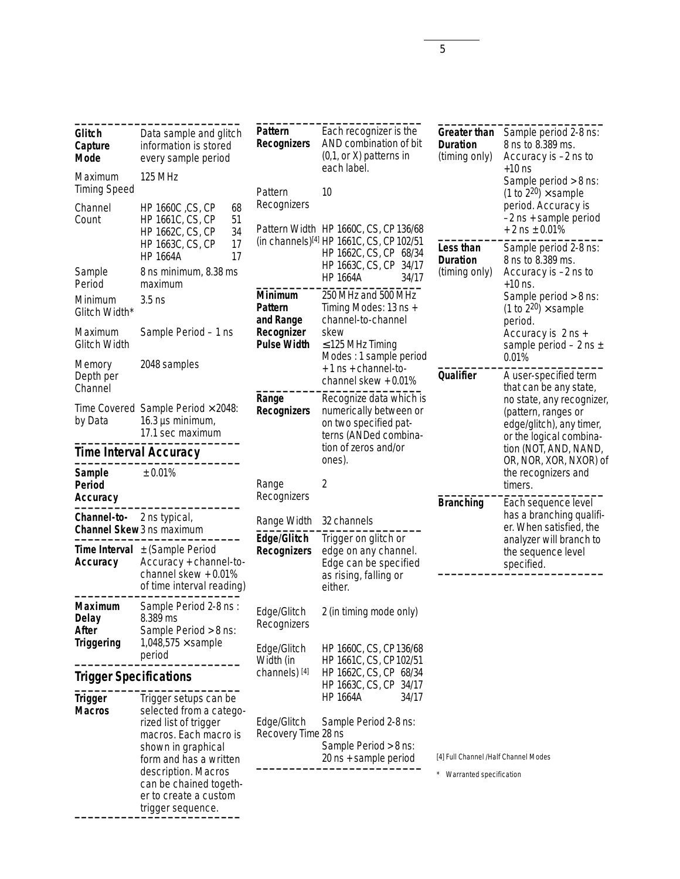| | |
|---|---|
| **Glitch Capture Mode** | Data sample and glitch information is stored every sample period |
| Maximum Timing Speed | 125 MHz |
| Channel Count | HP 1660C ,CS, CP 68<br>HP 1661C, CS, CP 51<br>HP 1662C, CS, CP 34<br>HP 1663C, CS, CP 17<br>HP 1664A 17 |
| Sample Period | 8 ns minimum, 8.38 ms maximum |
| Minimum Glitch Width* | 3.5 ns |
| Maximum Glitch Width | Sample Period – 1 ns |
| Memory Depth per Channel | 2048 samples |
| Time Covered by Data | Sample Period × 2048: 16.3 µs minimum, 17.1 sec maximum |

## Time Interval Accuracy

| | |
|---|---|
| **Sample Period Accuracy** | ± 0.01% |
| **Channel-to-Channel Skew** | 2 ns typical, 3 ns maximum |
| **Time Interval Accuracy** | ± (Sample Period Accuracy + channel-to-channel skew + 0.01% of time interval reading) |
| **Maximum Delay After Triggering** | Sample Period 2-8 ns : 8.389 ms<br>Sample Period > 8 ns: 1,048,575 × sample period |

## Trigger Specifications

| | |
|---|---|
| **Trigger Macros** | Trigger setups can be selected from a categorized list of trigger macros. Each macro is shown in graphical form and has a written description. Macros can be chained together to create a custom trigger sequence. |
| **Pattern Recognizers** | Each recognizer is the AND combination of bit (0,1, or X) patterns in each label. |
| Pattern Recognizers | 10 |
| Pattern Width (in channels)[4] | HP 1660C, CS, CP 136/68<br>HP 1661C, CS, CP 102/51<br>HP 1662C, CS, CP 68/34<br>HP 1663C, CS, CP 34/17<br>HP 1664A 34/17 |
| **Minimum Pattern and Range Recognizer Pulse Width** | 250 MHz and 500 MHz Timing Modes: 13 ns + channel-to-channel skew<br>≤ 125 MHz Timing Modes : 1 sample period + 1 ns + channel-to-channel skew + 0.01% |
| **Range Recognizers** | Recognize data which is numerically between or on two specified patterns (ANDed combination of zeros and/or ones). |
| Range Recognizers | 2 |
| Range Width | 32 channels |
| **Edge/Glitch Recognizers** | Trigger on glitch or edge on any channel. Edge can be specified as rising, falling or either. |
| Edge/Glitch Recognizers | 2 (in timing mode only) |
| Edge/Glitch Width (in channels) [4] | HP 1660C, CS, CP 136/68<br>HP 1661C, CS, CP 102/51<br>HP 1662C, CS, CP 68/34<br>HP 1663C, CS, CP 34/17<br>HP 1664A 34/17 |
| Edge/Glitch Recovery Time | Sample Period 2-8 ns: 28 ns<br>Sample Period > 8 ns: 20 ns + sample period |
| **Greater than Duration** (timing only) | Sample period 2-8 ns: 8 ns to 8.389 ms. Accuracy is – 2 ns to +10 ns<br>Sample period > 8 ns: (1 to $2^{20}$) × sample period. Accuracy is – 2 ns + sample period + 2 ns ± 0.01% |
| **Less than Duration** (timing only) | Sample period 2-8 ns: 8 ns to 8.389 ms. Accuracy is – 2 ns to +10 ns.<br>Sample period > 8 ns: (1 to $2^{20}$) × sample period. Accuracy is 2 ns + sample period – 2 ns ± 0.01% |
| **Qualifier** | A user-specified term that can be any state, no state, any recognizer, (pattern, ranges or edge/glitch), any timer, or the logical combination (NOT, AND, NAND, OR, NOR, XOR, NXOR) of the recognizers and timers. |
| **Branching** | Each sequence level has a branching qualifier. When satisfied, the analyzer will branch to the sequence level specified. |

[4] Full Channel /Half Channel Modes

\* Warranted specification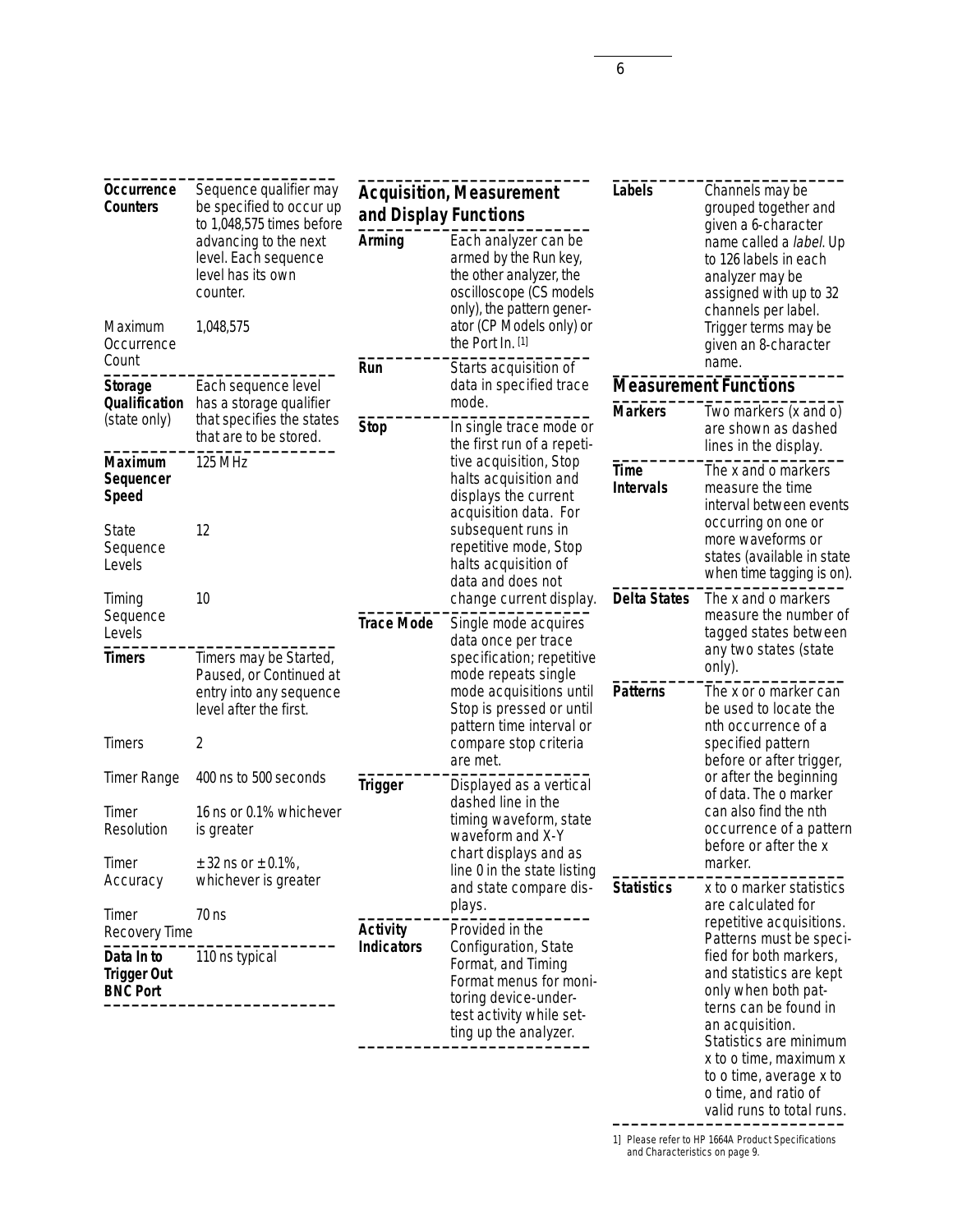| | |
|---|---|
| **Occurrence Counters** | Sequence qualifier may be specified to occur up to 1,048,575 times before advancing to the next level. Each sequence level has its own counter. |
| Maximum Occurrence Count | 1,048,575 |
| **Storage Qualification** (state only) | Each sequence level has a storage qualifier that specifies the states that are to be stored. |
| **Maximum Sequencer Speed** | 125 MHz |
| State Sequence Levels | 12 |
| Timing Sequence Levels | 10 |
| **Timers** | Timers may be Started, Paused, or Continued at entry into any sequence level after the first. |
| Timers | 2 |
| Timer Range | 400 ns to 500 seconds |
| Timer Resolution | 16 ns or 0.1% whichever is greater |
| Timer Accuracy | ± 32 ns or ± 0.1%, whichever is greater |
| Timer Recovery Time | 70 ns |
| **Data In to Trigger Out BNC Port** | 110 ns typical |

## Acquisition, Measurement and Display Functions

| | |
|---|---|
| **Arming** | Each analyzer can be armed by the Run key, the other analyzer, the oscilloscope (CS models only), the pattern generator (CP Models only) or the Port In. [1] |
| **Run** | Starts acquisition of data in specified trace mode. |
| **Stop** | In single trace mode or the first run of a repetitive acquisition, Stop halts acquisition and displays the current acquisition data. For subsequent runs in repetitive mode, Stop halts acquisition of data and does not change current display. |
| **Trace Mode** | Single mode acquires data once per trace specification; repetitive mode repeats single mode acquisitions until Stop is pressed or until pattern time interval or compare stop criteria are met. |
| **Trigger** | Displayed as a vertical dashed line in the timing waveform, state waveform and X-Y chart displays and as line 0 in the state listing and state compare displays. |
| **Activity Indicators** | Provided in the Configuration, State Format, and Timing Format menus for monitoring device-under-test activity while setting up the analyzer. |
| **Labels** | Channels may be grouped together and given a 6-character name called a *label*. Up to 126 labels in each analyzer may be assigned with up to 32 channels per label. Trigger terms may be given an 8-character name. |

## Measurement Functions

| | |
|---|---|
| **Markers** | Two markers (x and o) are shown as dashed lines in the display. |
| **Time Intervals** | The x and o markers measure the time interval between events occurring on one or more waveforms or states (available in state when time tagging is on). |
| **Delta States** | The x and o markers measure the number of tagged states between any two states (state only). |
| **Patterns** | The x or o marker can be used to locate the nth occurrence of a specified pattern before or after trigger, or after the beginning of data. The o marker can also find the nth occurrence of a pattern before or after the x marker. |
| **Statistics** | x to o marker statistics are calculated for repetitive acquisitions. Patterns must be specified for both markers, and statistics are kept only when both patterns can be found in an acquisition. Statistics are minimum x to o time, maximum x to o time, average x to o time, and ratio of valid runs to total runs. |

1] Please refer to HP 1664A Product Specifications and Characteristics on page 9.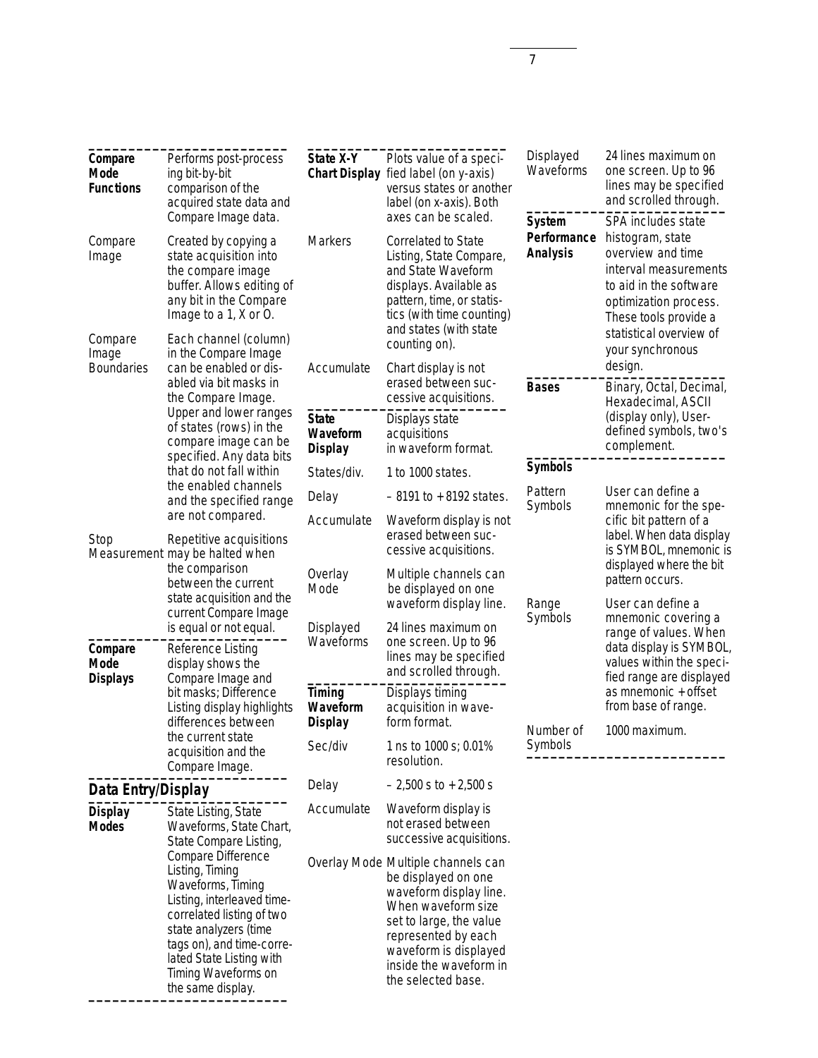| | |
|---|---|
| **Compare Mode Functions** | Performs post-processing bit-by-bit comparison of the acquired state data and Compare Image data. |
| Compare Image | Created by copying a state acquisition into the compare image buffer. Allows editing of any bit in the Compare Image to a 1, X or O. |
| Compare Image Boundaries | Each channel (column) in the Compare Image can be enabled or disabled via bit masks in the Compare Image. Upper and lower ranges of states (rows) in the compare image can be specified. Any data bits that do not fall within the enabled channels and the specified range are not compared. |
| Stop Measurement | Repetitive acquisitions may be halted when the comparison between the current state acquisition and the current Compare Image is equal or not equal. |

| | |
|---|---|
| **Compare Mode Displays** | Reference Listing display shows the Compare Image and bit masks; Difference Listing display highlights differences between the current state acquisition and the Compare Image. |

## Data Entry/Display

| | |
|---|---|
| **Display Modes** | State Listing, State Waveforms, State Chart, State Compare Listing, Compare Difference Listing, Timing Waveforms, Timing Listing, interleaved time-correlated listing of two state analyzers (time tags on), and time-correlated State Listing with Timing Waveforms on the same display. |

| | |
|---|---|
| **State X-Y Chart Display** | Plots value of a specified label (on y-axis) versus states or another label (on x-axis). Both axes can be scaled. |
| Markers | Correlated to State Listing, State Compare, and State Waveform displays. Available as pattern, time, or statistics (with time counting) and states (with state counting on). |
| Accumulate | Chart display is not erased between successive acquisitions. |

| | |
|---|---|
| **State Waveform Display** | Displays state acquisitions in waveform format. |
| States/div. | 1 to 1000 states. |
| Delay | – 8191 to + 8192 states. |
| Accumulate | Waveform display is not erased between successive acquisitions. |
| Overlay Mode | Multiple channels can be displayed on one waveform display line. |
| Displayed Waveforms | 24 lines maximum on one screen. Up to 96 lines may be specified and scrolled through. |

| | |
|---|---|
| **Timing Waveform Display** | Displays timing acquisition in waveform format. |
| Sec/div | 1 ns to 1000 s; 0.01% resolution. |
| Delay | – 2,500 s to + 2,500 s |
| Accumulate | Waveform display is not erased between successive acquisitions. |
| Overlay Mode | Multiple channels can be displayed on one waveform display line. When waveform size set to large, the value represented by each waveform is displayed inside the waveform in the selected base. |
| Displayed Waveforms | 24 lines maximum on one screen. Up to 96 lines may be specified and scrolled through. |

| | |
|---|---|
| **System Performance Analysis** | SPA includes state histogram, state overview and time interval measurements to aid in the software optimization process. These tools provide a statistical overview of your synchronous design. |

| | |
|---|---|
| **Bases** | Binary, Octal, Decimal, Hexadecimal, ASCII (display only), User-defined symbols, two's complement. |

| | |
|---|---|
| **Symbols** | |
| Pattern Symbols | User can define a mnemonic for the specific bit pattern of a label. When data display is SYMBOL, mnemonic is displayed where the bit pattern occurs. |
| Range Symbols | User can define a mnemonic covering a range of values. When data display is SYMBOL, values within the specified range are displayed as mnemonic + offset from base of range. |
| Number of Symbols | 1000 maximum. |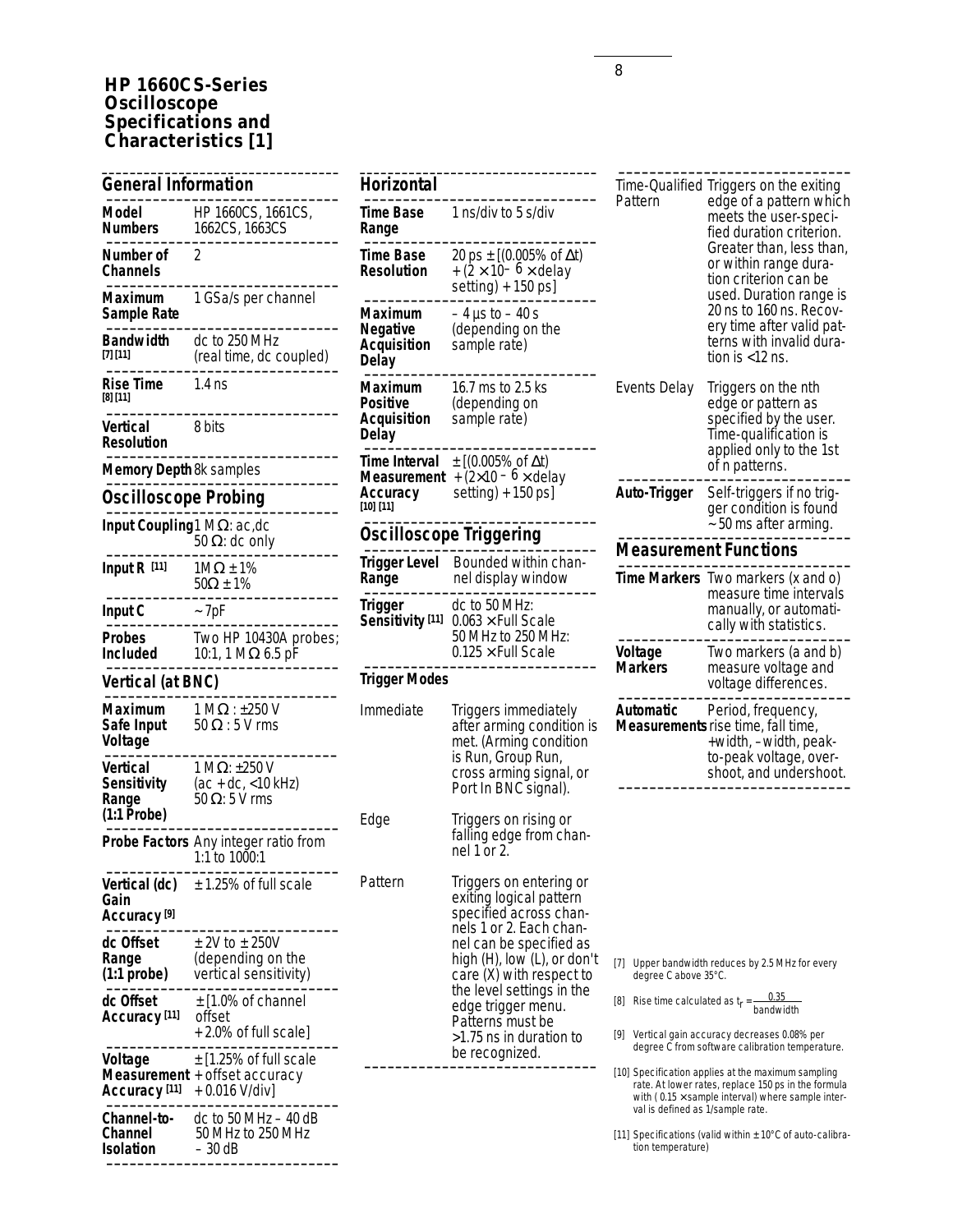# HP 1660CS-Series Oscilloscope Specifications and Characteristics [1]

## General Information

| | |
|---|---|
| **Model Numbers** | HP 1660CS, 1661CS, 1662CS, 1663CS |
| **Number of Channels** | 2 |
| **Maximum Sample Rate** | 1 GSa/s per channel |
| **Bandwidth** [7] [11] | dc to 250 MHz (real time, dc coupled) |
| **Rise Time** [8] [11] | 1.4 ns |
| **Vertical Resolution** | 8 bits |
| **Memory Depth** | 8k samples |

## Oscilloscope Probing

| | |
|---|---|
| **Input Coupling** | 1 MΩ: ac,dc<br>50 Ω: dc only |
| **Input R** [11] | 1MΩ ± 1%<br>50Ω ± 1% |
| **Input C** | ~ 7pF |
| **Probes Included** | Two HP 10430A probes; 10:1, 1 MΩ 6.5 pF |

## Vertical (at BNC)

| | |
|---|---|
| **Maximum Safe Input Voltage** | 1 MΩ : ±250 V<br>50 Ω : 5 V rms |
| **Vertical Sensitivity Range (1:1 Probe)** | 1 MΩ: ±250 V (ac + dc, <10 kHz)<br>50 Ω: 5 V rms |
| **Probe Factors** | Any integer ratio from 1:1 to 1000:1 |
| **Vertical (dc) Gain Accuracy** [9] | ± 1.25% of full scale |
| **dc Offset Range (1:1 probe)** | ± 2V to ± 250V (depending on the vertical sensitivity) |
| **dc Offset Accuracy** [11] | ± [1.0% of channel offset + 2.0% of full scale] |
| **Voltage Measurement Accuracy** [11] | ± [1.25% of full scale + offset accuracy + 0.016 V/div] |
| **Channel-to-Channel Isolation** | dc to 50 MHz – 40 dB<br>50 MHz to 250 MHz – 30 dB |

## Horizontal

| | |
|---|---|
| **Time Base Range** | 1 ns/div to 5 s/div |
| **Time Base Resolution** | 20 ps ± [(0.005% of Δt) + (2 × 10⁻⁶ × delay setting) + 150 ps] |
| **Maximum Negative Acquisition Delay** | – 4 µs to – 40 s (depending on the sample rate) |
| **Maximum Positive Acquisition Delay** | 16.7 ms to 2.5 ks (depending on sample rate) |
| **Time Interval Measurement Accuracy** [10] [11] | ± [(0.005% of Δt) + (2×10⁻⁶ × delay setting) + 150 ps] |

## Oscilloscope Triggering

| | |
|---|---|
| **Trigger Level Range** | Bounded within channel display window |
| **Trigger Sensitivity** [11] | dc to 50 MHz: 0.063 × Full Scale<br>50 MHz to 250 MHz: 0.125 × Full Scale |

### Trigger Modes

| | |
|---|---|
| Immediate | Triggers immediately after arming condition is met. (Arming condition is Run, Group Run, cross arming signal, or Port In BNC signal). |
| Edge | Triggers on rising or falling edge from channel 1 or 2. |
| Pattern | Triggers on entering or exiting logical pattern specified across channels 1 or 2. Each channel can be specified as high (H), low (L), or don't care (X) with respect to the level settings in the edge trigger menu. Patterns must be >1.75 ns in duration to be recognized. |
| Time-Qualified Pattern | Triggers on the exiting edge of a pattern which meets the user-specified duration criterion. Greater than, less than, or within range duration criterion can be used. Duration range is 20 ns to 160 ns. Recovery time after valid patterns with invalid duration is <12 ns. |
| Events Delay | Triggers on the nth edge or pattern as specified by the user. Time-qualification is applied only to the 1st of n patterns. |
| **Auto-Trigger** | Self-triggers if no trigger condition is found ~ 50 ms after arming. |

## Measurement Functions

| | |
|---|---|
| **Time Markers** | Two markers (x and o) measure time intervals manually, or automatically with statistics. |
| **Voltage Markers** | Two markers (a and b) measure voltage and voltage differences. |
| **Automatic Measurements** | Period, frequency, rise time, fall time, +width, –width, peak-to-peak voltage, overshoot, and undershoot. |

[7] Upper bandwidth reduces by 2.5 MHz for every degree C above 35°C.

[8] Rise time calculated as $t_r = \frac{0.35}{\text{bandwidth}}$

[9] Vertical gain accuracy decreases 0.08% per degree C from software calibration temperature.

[10] Specification applies at the maximum sampling rate. At lower rates, replace 150 ps in the formula with ( 0.15 × sample interval) where sample interval is defined as 1/sample rate.

[11] Specifications (valid within ± 10°C of auto-calibration temperature)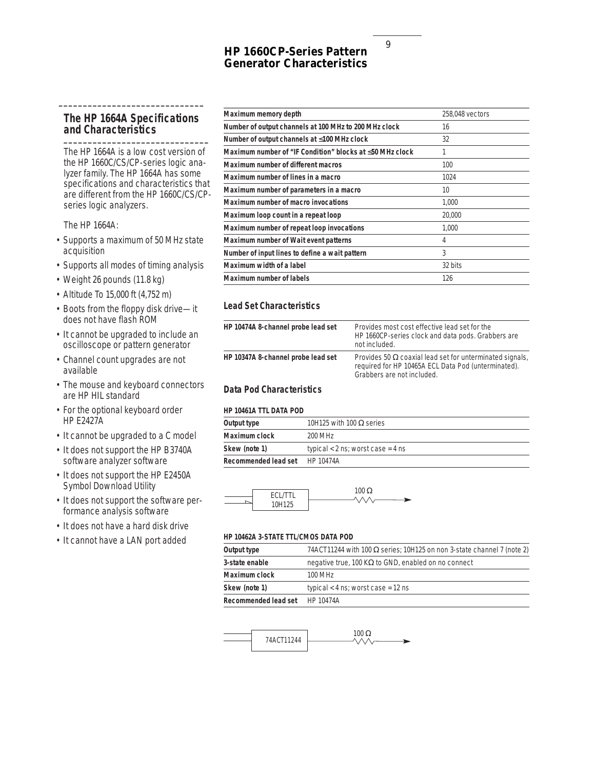## HP 1660CP-Series Pattern Generator Characteristics

### The HP 1664A Specifications and Characteristics

The HP 1664A is a low cost version of the HP 1660C/CS/CP-series logic analyzer family. The HP 1664A has some specifications and characteristics that are different from the HP 1660C/CS/CP-series logic analyzers.

The HP 1664A:

- Supports a maximum of 50 MHz state acquisition
- Supports all modes of timing analysis
- Weight 26 pounds (11.8 kg)
- Altitude To 15,000 ft (4,752 m)
- Boots from the floppy disk drive—it does not have flash ROM
- It cannot be upgraded to include an oscilloscope or pattern generator
- Channel count upgrades are not available
- The mouse and keyboard connectors are HP HIL standard
- For the optional keyboard order HP E2427A
- It cannot be upgraded to a C model
- It does not support the HP B3740A software analyzer software
- It does not support the HP E2450A Symbol Download Utility
- It does not support the software performance analysis software
- It does not have a hard disk drive
- It cannot have a LAN port added

| | |
|---|---|
| **Maximum memory depth** | 258,048 vectors |
| **Number of output channels at 100 MHz to 200 MHz clock** | 16 |
| **Number of output channels at ≤100 MHz clock** | 32 |
| **Maximum number of "IF Condition" blocks at ≤50 MHz clock** | 1 |
| **Maximum number of different macros** | 100 |
| **Maximum number of lines in a macro** | 1024 |
| **Maximum number of parameters in a macro** | 10 |
| **Maximum number of macro invocations** | 1,000 |
| **Maximum loop count in a repeat loop** | 20,000 |
| **Maximum number of repeat loop invocations** | 1,000 |
| **Maximum number of Wait event patterns** | 4 |
| **Number of input lines to define a wait pattern** | 3 |
| **Maximum width of a label** | 32 bits |
| **Maximum number of labels** | 126 |

### Lead Set Characteristics

| | |
|---|---|
| **HP 10474A 8-channel probe lead set** | Provides most cost effective lead set for the HP 1660CP-series clock and data pods. Grabbers are not included. |
| **HP 10347A 8-channel probe lead set** | Provides 50 Ω coaxial lead set for unterminated signals, required for HP 10465A ECL Data Pod (unterminated). Grabbers are not included. |

### Data Pod Characteristics

**HP 10461A TTL DATA POD**

| | |
|---|---|
| **Output type** | 10H125 with 100 Ω series |
| **Maximum clock** | 200 MHz |
| **Skew (note 1)** | typical < 2 ns; worst case = 4 ns |
| **Recommended lead set** | HP 10474A |

ECL/TTL 10H125 — 100 Ω

**HP 10462A 3-STATE TTL/CMOS DATA POD**

| | |
|---|---|
| **Output type** | 74ACT11244 with 100 Ω series; 10H125 on non 3-state channel 7 (note 2) |
| **3-state enable** | negative true, 100 KΩ to GND, enabled on no connect |
| **Maximum clock** | 100 MHz |
| **Skew (note 1)** | typical < 4 ns; worst case = 12 ns |
| **Recommended lead set** | HP 10474A |

74ACT11244 — 100 Ω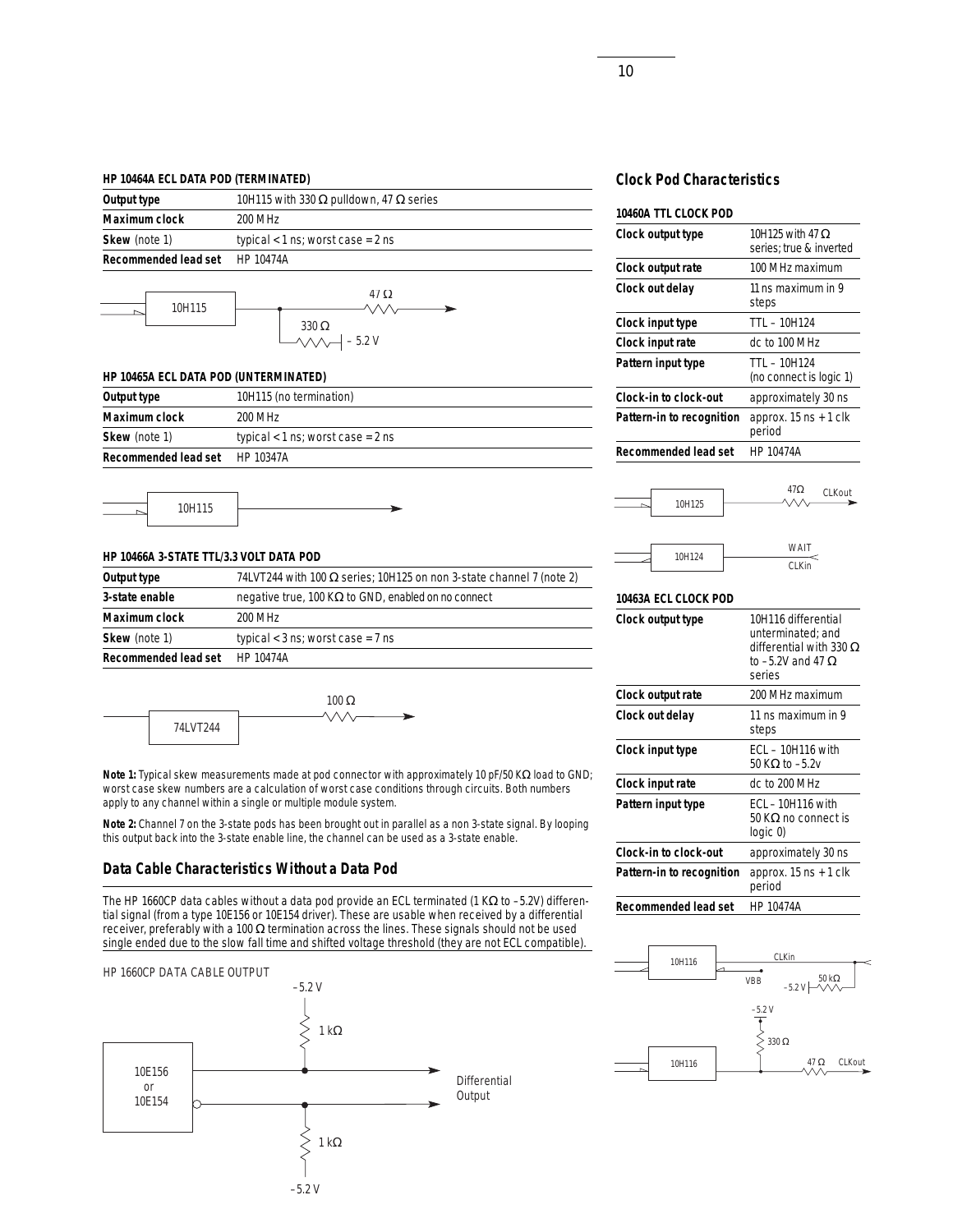### HP 10464A ECL DATA POD (TERMINATED)

| | |
|---|---|
| **Output type** | 10H115 with 330 Ω pulldown, 47 Ω series |
| **Maximum clock** | 200 MHz |
| **Skew** (note 1) | typical < 1 ns; worst case = 2 ns |
| **Recommended lead set** | HP 10474A |

### HP 10465A ECL DATA POD (UNTERMINATED)

| | |
|---|---|
| **Output type** | 10H115 (no termination) |
| **Maximum clock** | 200 MHz |
| **Skew** (note 1) | typical < 1 ns; worst case = 2 ns |
| **Recommended lead set** | HP 10347A |

### HP 10466A 3-STATE TTL/3.3 VOLT DATA POD

| | |
|---|---|
| **Output type** | 74LVT244 with 100 Ω series; 10H125 on non 3-state channel 7 (note 2) |
| **3-state enable** | negative true, 100 KΩ to GND, enabled on no connect |
| **Maximum clock** | 200 MHz |
| **Skew** (note 1) | typical < 3 ns; worst case = 7 ns |
| **Recommended lead set** | HP 10474A |

**Note 1:** Typical skew measurements made at pod connector with approximately 10 pF/50 KΩ load to GND; worst case skew numbers are a calculation of worst case conditions through circuits. Both numbers apply to any channel within a single or multiple module system.

**Note 2:** Channel 7 on the 3-state pods has been brought out in parallel as a non 3-state signal. By looping this output back into the 3-state enable line, the channel can be used as a 3-state enable.

## Data Cable Characteristics Without a Data Pod

The HP 1660CP data cables without a data pod provide an ECL terminated (1 KΩ to –5.2V) differential signal (from a type 10E156 or 10E154 driver). These are usable when received by a differential receiver, preferably with a 100 Ω termination across the lines. These signals should not be used single ended due to the slow fall time and shifted voltage threshold (they are not ECL compatible).

HP 1660CP DATA CABLE OUTPUT

## Clock Pod Characteristics

### 10460A TTL CLOCK POD

| | |
|---|---|
| **Clock output type** | 10H125 with 47 Ω series; true & inverted |
| **Clock output rate** | 100 MHz maximum |
| **Clock out delay** | 11 ns maximum in 9 steps |
| **Clock input type** | TTL – 10H124 |
| **Clock input rate** | dc to 100 MHz |
| **Pattern input type** | TTL – 10H124 (no connect is logic 1) |
| **Clock-in to clock-out** | approximately 30 ns |
| **Pattern-in to recognition** | approx. 15 ns + 1 clk period |
| **Recommended lead set** | HP 10474A |

### 10463A ECL CLOCK POD

| | |
|---|---|
| **Clock output type** | 10H116 differential unterminated; and differential with 330 Ω to –5.2V and 47 Ω series |
| **Clock output rate** | 200 MHz maximum |
| **Clock out delay** | 11 ns maximum in 9 steps |
| **Clock input type** | ECL – 10H116 with 50 KΩ to –5.2v |
| **Clock input rate** | dc to 200 MHz |
| **Pattern input type** | ECL – 10H116 with 50 KΩ no connect is logic 0) |
| **Clock-in to clock-out** | approximately 30 ns |
| **Pattern-in to recognition** | approx. 15 ns + 1 clk period |
| **Recommended lead set** | HP 10474A |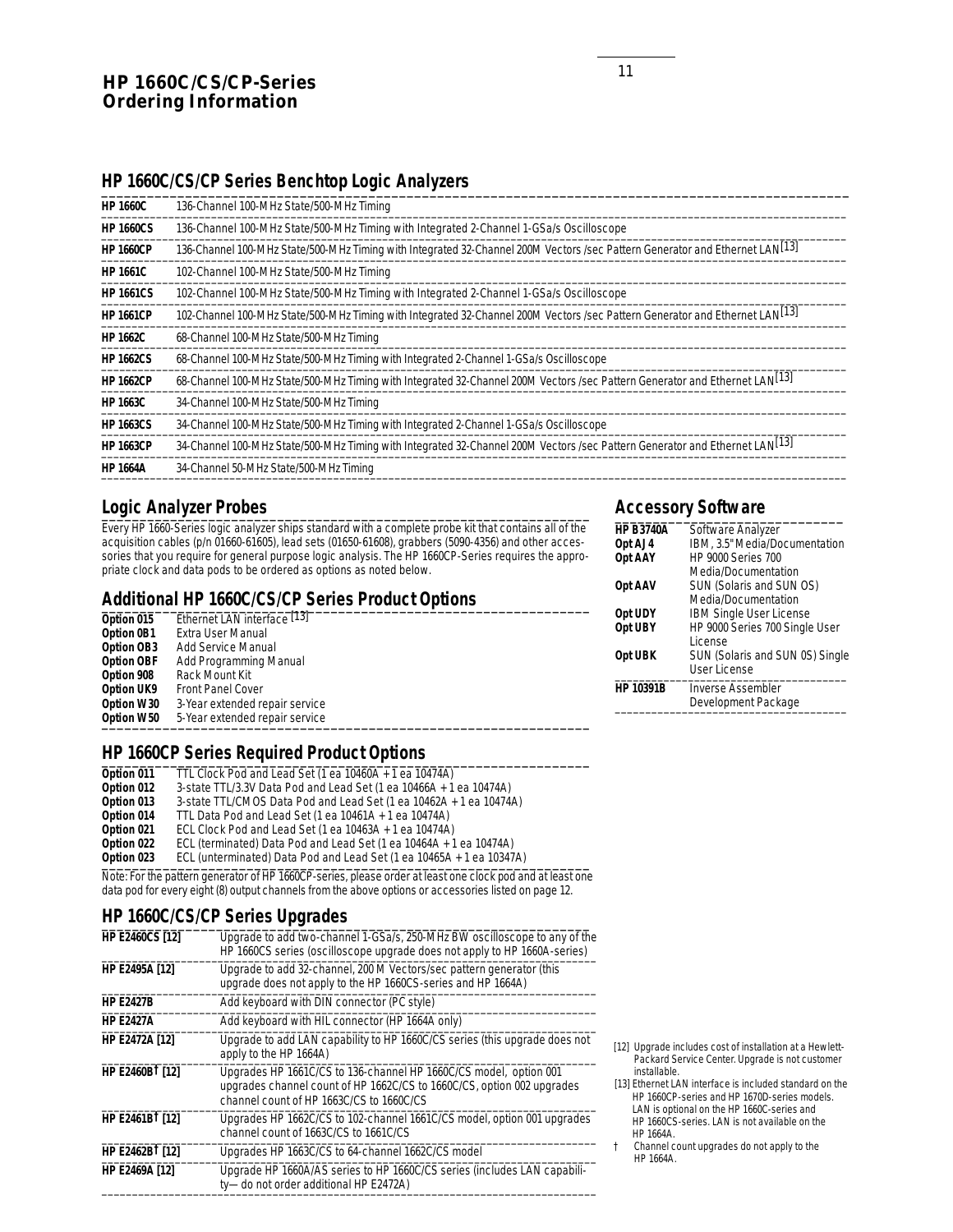# HP 1660C/CS/CP-Series Ordering Information

## HP 1660C/CS/CP Series Benchtop Logic Analyzers

| Model | Description |
|---|---|
| **HP 1660C** | 136-Channel 100-MHz State/500-MHz Timing |
| **HP 1660CS** | 136-Channel 100-MHz State/500-MHz Timing with Integrated 2-Channel 1-GSa/s Oscilloscope |
| **HP 1660CP** | 136-Channel 100-MHz State/500-MHz Timing with Integrated 32-Channel 200M Vectors /sec Pattern Generator and Ethernet LAN [13] |
| **HP 1661C** | 102-Channel 100-MHz State/500-MHz Timing |
| **HP 1661CS** | 102-Channel 100-MHz State/500-MHz Timing with Integrated 2-Channel 1-GSa/s Oscilloscope |
| **HP 1661CP** | 102-Channel 100-MHz State/500-MHz Timing with Integrated 32-Channel 200M Vectors /sec Pattern Generator and Ethernet LAN [13] |
| **HP 1662C** | 68-Channel 100-MHz State/500-MHz Timing |
| **HP 1662CS** | 68-Channel 100-MHz State/500-MHz Timing with Integrated 2-Channel 1-GSa/s Oscilloscope |
| **HP 1662CP** | 68-Channel 100-MHz State/500-MHz Timing with Integrated 32-Channel 200M Vectors /sec Pattern Generator and Ethernet LAN [13] |
| **HP 1663C** | 34-Channel 100-MHz State/500-MHz Timing |
| **HP 1663CS** | 34-Channel 100-MHz State/500-MHz Timing with Integrated 2-Channel 1-GSa/s Oscilloscope |
| **HP 1663CP** | 34-Channel 100-MHz State/500-MHz Timing with Integrated 32-Channel 200M Vectors /sec Pattern Generator and Ethernet LAN [13] |
| **HP 1664A** | 34-Channel 50-MHz State/500-MHz Timing |

## Logic Analyzer Probes

Every HP 1660-Series logic analyzer ships standard with a complete probe kit that contains all of the acquisition cables (p/n 01660-61605), lead sets (01650-61608), grabbers (5090-4356) and other accessories that you require for general purpose logic analysis. The HP 1660CP-Series requires the appropriate clock and data pods to be ordered as options as noted below.

## Additional HP 1660C/CS/CP Series Product Options

| Option | Description |
|---|---|
| **Option 015** | Ethernet LAN interface [13] |
| **Option 0B1** | Extra User Manual |
| **Option OB3** | Add Service Manual |
| **Option OBF** | Add Programming Manual |
| **Option 908** | Rack Mount Kit |
| **Option UK9** | Front Panel Cover |
| **Option W30** | 3-Year extended repair service |
| **Option W50** | 5-Year extended repair service |

## HP 1660CP Series Required Product Options

| Option | Description |
|---|---|
| **Option 011** | TTL Clock Pod and Lead Set (1 ea 10460A + 1 ea 10474A) |
| **Option 012** | 3-state TTL/3.3V Data Pod and Lead Set (1 ea 10466A + 1 ea 10474A) |
| **Option 013** | 3-state TTL/CMOS Data Pod and Lead Set (1 ea 10462A + 1 ea 10474A) |
| **Option 014** | TTL Data Pod and Lead Set (1 ea 10461A + 1 ea 10474A) |
| **Option 021** | ECL Clock Pod and Lead Set (1 ea 10463A + 1 ea 10474A) |
| **Option 022** | ECL (terminated) Data Pod and Lead Set (1 ea 10464A + 1 ea 10474A) |
| **Option 023** | ECL (unterminated) Data Pod and Lead Set (1 ea 10465A + 1 ea 10347A) |

Note: For the pattern generator of HP 1660CP-series, please order at least one clock pod and at least one data pod for every eight (8) output channels from the above options or accessories listed on page 12.

## HP 1660C/CS/CP Series Upgrades

| Model | Description |
|---|---|
| **HP E2460CS [12]** | Upgrade to add two-channel 1-GSa/s, 250-MHz BW oscilloscope to any of the HP 1660CS series (oscilloscope upgrade does not apply to HP 1660A-series) |
| **HP E2495A [12]** | Upgrade to add 32-channel, 200 M Vectors/sec pattern generator (this upgrade does not apply to the HP 1660CS-series and HP 1664A) |
| **HP E2427B** | Add keyboard with DIN connector (PC style) |
| **HP E2427A** | Add keyboard with HIL connector (HP 1664A only) |
| **HP E2472A [12]** | Upgrade to add LAN capability to HP 1660C/CS series (this upgrade does not apply to the HP 1664A) |
| **HP E2460B† [12]** | Upgrades HP 1661C/CS to 136-channel HP 1660C/CS model, option 001 upgrades channel count of HP 1662C/CS to 1660C/CS, option 002 upgrades channel count of HP 1663C/CS to 1660C/CS |
| **HP E2461B† [12]** | Upgrades HP 1662C/CS to 102-channel 1661C/CS model, option 001 upgrades channel count of 1663C/CS to 1661C/CS |
| **HP E2462B† [12]** | Upgrades HP 1663C/CS to 64-channel 1662C/CS model |
| **HP E2469A [12]** | Upgrade HP 1660A/AS series to HP 1660C/CS series (includes LAN capability—do not order additional HP E2472A) |

## Accessory Software

| Model | Description |
|---|---|
| **HP B3740A** | Software Analyzer |
| **Opt AJ4** | IBM, 3.5" Media/Documentation |
| **Opt AAY** | HP 9000 Series 700 Media/Documentation |
| **Opt AAV** | SUN (Solaris and SUN OS) Media/Documentation |
| **Opt UDY** | IBM Single User License |
| **Opt UBY** | HP 9000 Series 700 Single User License |
| **Opt UBK** | SUN (Solaris and SUN OS) Single User License |
| **HP 10391B** | Inverse Assembler Development Package |

[12] Upgrade includes cost of installation at a Hewlett-Packard Service Center. Upgrade is not customer installable.

[13] Ethernet LAN interface is included standard on the HP 1660CP-series and HP 1670D-series models. LAN is optional on the HP 1660C-series and HP 1660CS-series. LAN is not available on the HP 1664A.

† Channel count upgrades do not apply to the HP 1664A.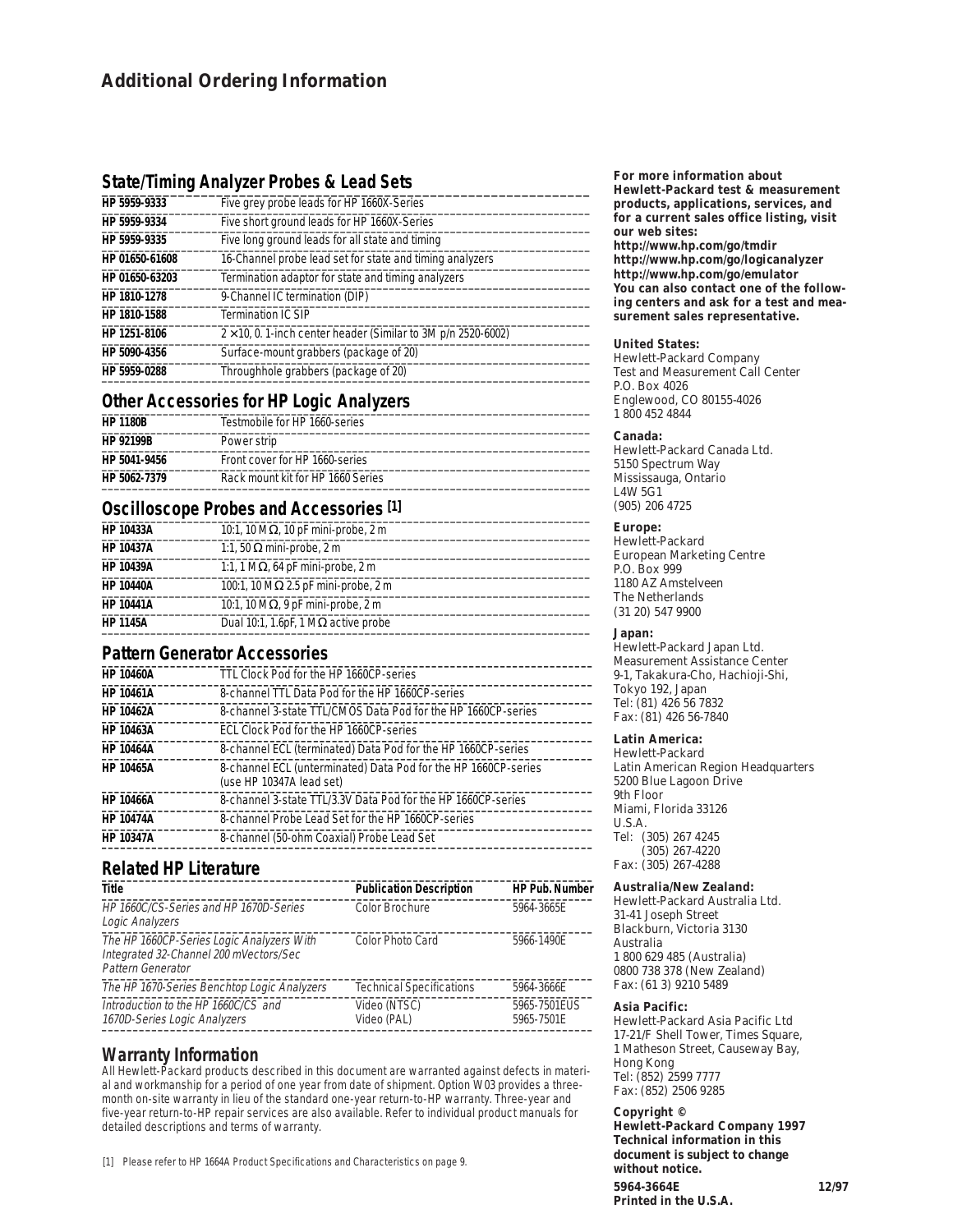# Additional Ordering Information

## State/Timing Analyzer Probes & Lead Sets

| | |
|---|---|
| **HP 5959-9333** | Five grey probe leads for HP 1660X-Series |
| **HP 5959-9334** | Five short ground leads for HP 1660X-Series |
| **HP 5959-9335** | Five long ground leads for all state and timing |
| **HP 01650-61608** | 16-Channel probe lead set for state and timing analyzers |
| **HP 01650-63203** | Termination adaptor for state and timing analyzers |
| **HP 1810-1278** | 9-Channel IC termination (DIP) |
| **HP 1810-1588** | Termination IC SIP |
| **HP 1251-8106** | 2 × 10, 0. 1-inch center header (Similar to 3M p/n 2520-6002) |
| **HP 5090-4356** | Surface-mount grabbers (package of 20) |
| **HP 5959-0288** | Throughhole grabbers (package of 20) |

## Other Accessories for HP Logic Analyzers

| | |
|---|---|
| **HP 1180B** | Testmobile for HP 1660-series |
| **HP 92199B** | Power strip |
| **HP 5041-9456** | Front cover for HP 1660-series |
| **HP 5062-7379** | Rack mount kit for HP 1660 Series |

## Oscilloscope Probes and Accessories [1]

| | |
|---|---|
| **HP 10433A** | 10:1, 10 MΩ, 10 pF mini-probe, 2 m |
| **HP 10437A** | 1:1, 50 Ω mini-probe, 2 m |
| **HP 10439A** | 1:1, 1 MΩ, 64 pF mini-probe, 2 m |
| **HP 10440A** | 100:1, 10 MΩ 2.5 pF mini-probe, 2 m |
| **HP 10441A** | 10:1, 10 MΩ, 9 pF mini-probe, 2 m |
| **HP 1145A** | Dual 10:1, 1.6pF, 1 MΩ active probe |

## Pattern Generator Accessories

| | |
|---|---|
| **HP 10460A** | TTL Clock Pod for the HP 1660CP-series |
| **HP 10461A** | 8-channel TTL Data Pod for the HP 1660CP-series |
| **HP 10462A** | 8-channel 3-state TTL/CMOS Data Pod for the HP 1660CP-series |
| **HP 10463A** | ECL Clock Pod for the HP 1660CP-series |
| **HP 10464A** | 8-channel ECL (terminated) Data Pod for the HP 1660CP-series |
| **HP 10465A** | 8-channel ECL (unterminated) Data Pod for the HP 1660CP-series (use HP 10347A lead set) |
| **HP 10466A** | 8-channel 3-state TTL/3.3V Data Pod for the HP 1660CP-series |
| **HP 10474A** | 8-channel Probe Lead Set for the HP 1660CP-series |
| **HP 10347A** | 8-channel (50-ohm Coaxial) Probe Lead Set |

## Related HP Literature

| Title | Publication Description | HP Pub. Number |
|---|---|---|
| *HP 1660C/CS-Series and HP 1670D-Series Logic Analyzers* | Color Brochure | 5964-3665E |
| *The HP 1660CP-Series Logic Analyzers With Integrated 32-Channel 200 mVectors/Sec Pattern Generator* | Color Photo Card | 5966-1490E |
| *The HP 1670-Series Benchtop Logic Analyzers* | Technical Specifications | 5964-3666E |
| *Introduction to the HP 1660C/CS and 1670D-Series Logic Analyzers* | Video (NTSC)<br>Video (PAL) | 5965-7501EUS<br>5965-7501E |

## Warranty Information

All Hewlett-Packard products described in this document are warranted against defects in material and workmanship for a period of one year from date of shipment. Option W03 provides a three-month on-site warranty in lieu of the standard one-year return-to-HP warranty. Three-year and five-year return-to-HP repair services are also available. Refer to individual product manuals for detailed descriptions and terms of warranty.

[1] Please refer to HP 1664A Product Specifications and Characteristics on page 9.

**For more information about Hewlett-Packard test & measurement products, applications, services, and for a current sales office listing, visit our web sites:**
**http://www.hp.com/go/tmdir**
**http://www.hp.com/go/logicanalyzer**
**http://www.hp.com/go/emulator**
**You can also contact one of the following centers and ask for a test and measurement sales representative.**

**United States:**
Hewlett-Packard Company
Test and Measurement Call Center
P.O. Box 4026
Englewood, CO 80155-4026
1 800 452 4844

**Canada:**
Hewlett-Packard Canada Ltd.
5150 Spectrum Way
Mississauga, Ontario
L4W 5G1
(905) 206 4725

**Europe:**
Hewlett-Packard
European Marketing Centre
P.O. Box 999
1180 AZ Amstelveen
The Netherlands
(31 20) 547 9900

**Japan:**
Hewlett-Packard Japan Ltd.
Measurement Assistance Center
9-1, Takakura-Cho, Hachioji-Shi,
Tokyo 192, Japan
Tel: (81) 426 56 7832
Fax: (81) 426 56-7840

**Latin America:**
Hewlett-Packard
Latin American Region Headquarters
5200 Blue Lagoon Drive
9th Floor
Miami, Florida 33126
U.S.A.
Tel: (305) 267 4245
(305) 267-4220
Fax: (305) 267-4288

**Australia/New Zealand:**
Hewlett-Packard Australia Ltd.
31-41 Joseph Street
Blackburn, Victoria 3130
Australia
1 800 629 485 (Australia)
0800 738 378 (New Zealand)
Fax: (61 3) 9210 5489

**Asia Pacific:**
Hewlett-Packard Asia Pacific Ltd
17-21/F Shell Tower, Times Square,
1 Matheson Street, Causeway Bay,
Hong Kong
Tel: (852) 2599 7777
Fax: (852) 2506 9285

**Copyright ©**
**Hewlett-Packard Company 1997**
**Technical information in this document is subject to change without notice.**

**5964-3664E** 12/97
**Printed in the U.S.A.**